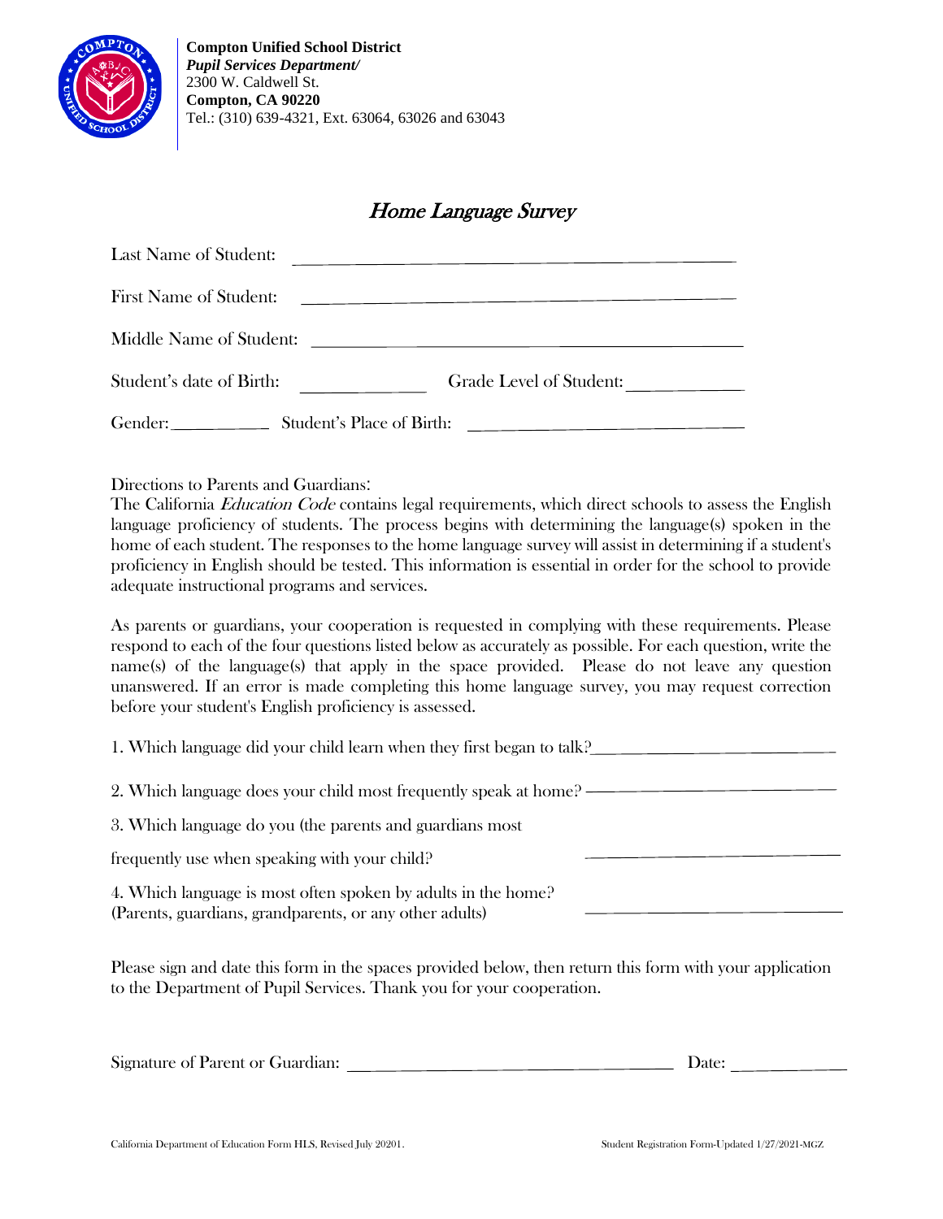**Compton Unified School District**
***Pupil Services Department/***
2300 W. Caldwell St.
**Compton, CA 90220**
Tel.: (310) 639-4321, Ext. 63064, 63026 and 63043

# *Home Language Survey*

Last Name of Student: ______________________________

First Name of Student: ______________________________

Middle Name of Student: ______________________________

Student's date of Birth: ____________ Grade Level of Student: ____________

Gender: __________ Student's Place of Birth: ______________________

Directions to Parents and Guardians:
The California *Education Code* contains legal requirements, which direct schools to assess the English language proficiency of students. The process begins with determining the language(s) spoken in the home of each student. The responses to the home language survey will assist in determining if a student's proficiency in English should be tested. This information is essential in order for the school to provide adequate instructional programs and services.

As parents or guardians, your cooperation is requested in complying with these requirements. Please respond to each of the four questions listed below as accurately as possible. For each question, write the name(s) of the language(s) that apply in the space provided. Please do not leave any question unanswered. If an error is made completing this home language survey, you may request correction before your student's English proficiency is assessed.

1. Which language did your child learn when they first began to talk? ______________________

2. Which language does your child most frequently speak at home? ______________________

3. Which language do you (the parents and guardians most frequently use when speaking with your child? ______________________

4. Which language is most often spoken by adults in the home? (Parents, guardians, grandparents, or any other adults) ______________________

Please sign and date this form in the spaces provided below, then return this form with your application to the Department of Pupil Services. Thank you for your cooperation.

Signature of Parent or Guardian: ______________________________ Date: ____________

California Department of Education Form HLS, Revised July 20201.

Student Registration Form-Updated 1/27/2021-MGZ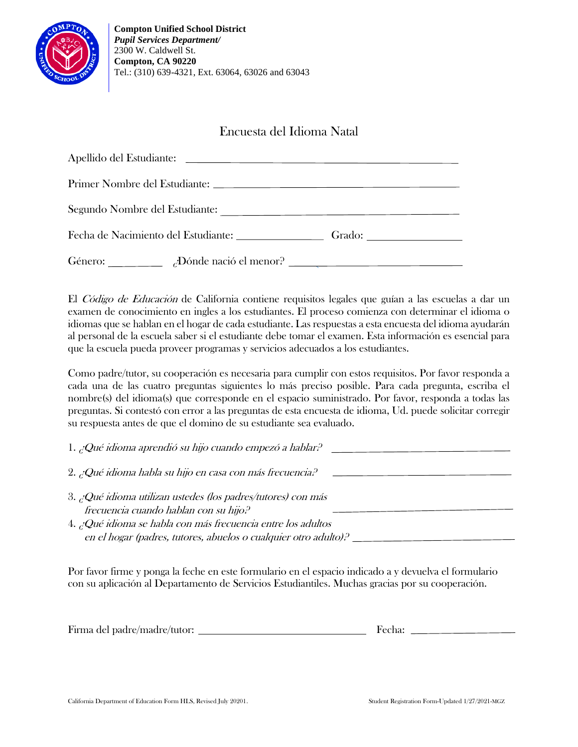**Compton Unified School District**
***Pupil Services Department/***
2300 W. Caldwell St.
**Compton, CA 90220**
Tel.: (310) 639-4321, Ext. 63064, 63026 and 63043

# Encuesta del Idioma Natal

Apellido del Estudiante: ______________________________________________

Primer Nombre del Estudiante: __________________________________________

Segundo Nombre del Estudiante: _________________________________________

Fecha de Nacimiento del Estudiante: _______________ Grado: ________________

Género: _________ ¿Dónde nació el menor? _______________________________

El *Código de Educación* de California contiene requisitos legales que guían a las escuelas a dar un examen de conocimiento en ingles a los estudiantes. El proceso comienza con determinar el idioma o idiomas que se hablan en el hogar de cada estudiante. Las respuestas a esta encuesta del idioma ayudarán al personal de la escuela saber si el estudiante debe tomar el examen. Esta información es esencial para que la escuela pueda proveer programas y servicios adecuados a los estudiantes.

Como padre/tutor, su cooperación es necesaria para cumplir con estos requisitos. Por favor responda a cada una de las cuatro preguntas siguientes lo más preciso posible. Para cada pregunta, escriba el nombre(s) del idioma(s) que corresponde en el espacio suministrado. Por favor, responda a todas las preguntas. Si contestó con error a las preguntas de esta encuesta de idioma, Ud. puede solicitar corregir su respuesta antes de que el domino de su estudiante sea evaluado.

1. *¿Qué idioma aprendió su hijo cuando empezó a hablar?* ______________________________
2. *¿Qué idioma habla su hijo en casa con más frecuencia?* ______________________________
3. *¿Qué idioma utilizan ustedes (los padres/tutores) con más frecuencia cuando hablan con su hijo?* ______________________________
4. *¿Qué idioma se habla con más frecuencia entre los adultos en el hogar (padres, tutores, abuelos o cualquier otro adulto)?* ______________________________

Por favor firme y ponga la feche en este formulario en el espacio indicado a y devuelva el formulario con su aplicación al Departamento de Servicios Estudiantiles. Muchas gracias por su cooperación.

Firma del padre/madre/tutor: ______________________________ Fecha: __________________

California Department of Education Form HLS, Revised July 20201. Student Registration Form-Updated 1/27/2021-MGZ